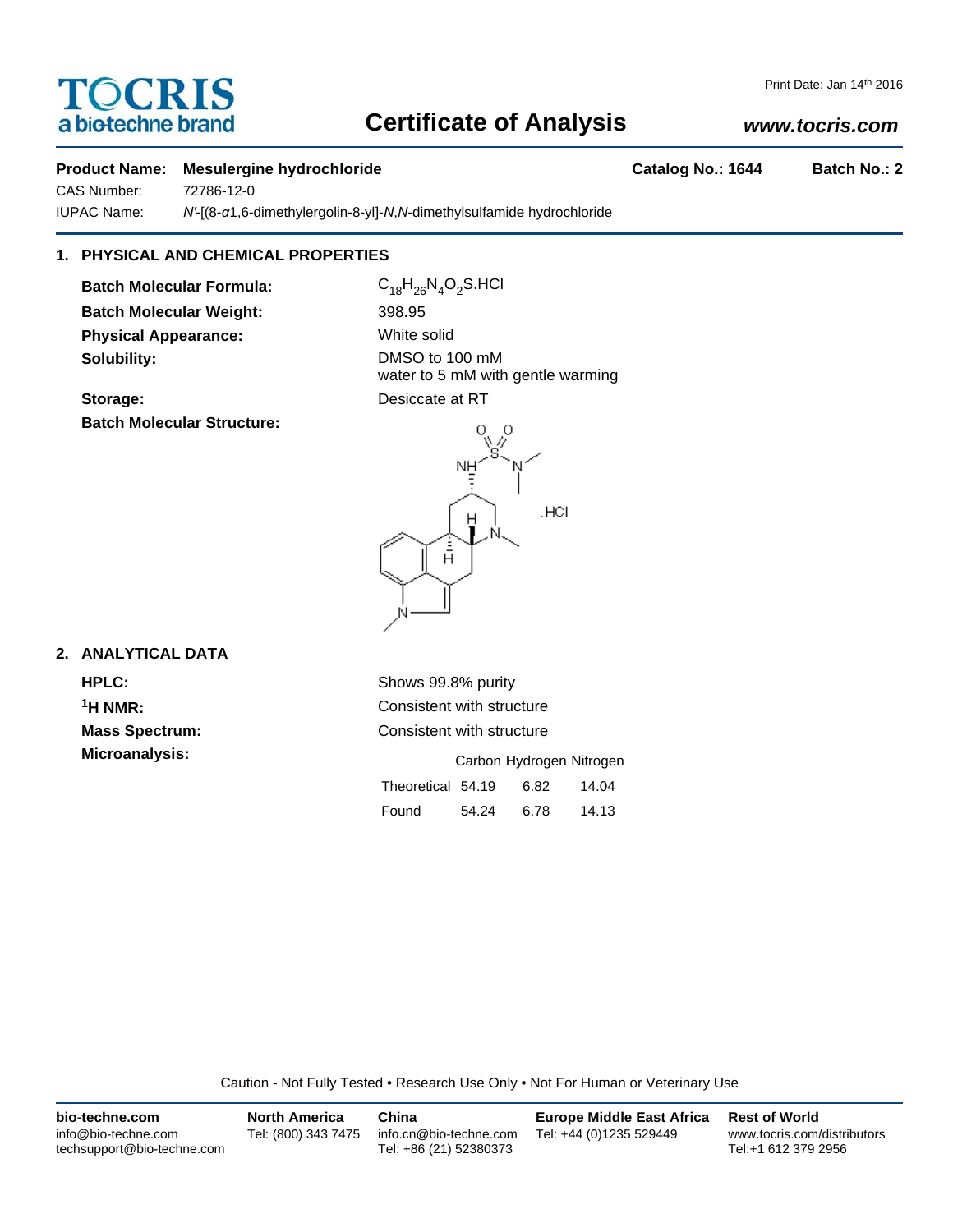TOCRIS
a biotechne brand

Print Date: Jan 14th 2016

# Certificate of Analysis

***www.tocris.com***

**Product Name:** **Mesulergine hydrochloride** **Catalog No.: 1644** **Batch No.: 2**

CAS Number: 72786-12-0

IUPAC Name: *N'*-[(8-*α*1,6-dimethylergolin-8-yl]-*N*,*N*-dimethylsulfamide hydrochloride

## 1. PHYSICAL AND CHEMICAL PROPERTIES

**Batch Molecular Formula:** $C_{18}H_{26}N_4O_2S.HCl$

**Batch Molecular Weight:** 398.95

**Physical Appearance:** White solid

**Solubility:** DMSO to 100 mM
water to 5 mM with gentle warming

**Storage:** Desiccate at RT

**Batch Molecular Structure:**

## 2. ANALYTICAL DATA

**HPLC:** Shows 99.8% purity

**$^1$H NMR:** Consistent with structure

**Mass Spectrum:** Consistent with structure

**Microanalysis:**

| | Carbon | Hydrogen | Nitrogen |
|---|---|---|---|
| Theoretical | 54.19 | 6.82 | 14.04 |
| Found | 54.24 | 6.78 | 14.13 |

Caution - Not Fully Tested • Research Use Only • Not For Human or Veterinary Use

**bio-techne.com**
info@bio-techne.com
techsupport@bio-techne.com

**North America**
Tel: (800) 343 7475

**China**
info.cn@bio-techne.com
Tel: +86 (21) 52380373

**Europe Middle East Africa**
Tel: +44 (0)1235 529449

**Rest of World**
www.tocris.com/distributors
Tel:+1 612 379 2956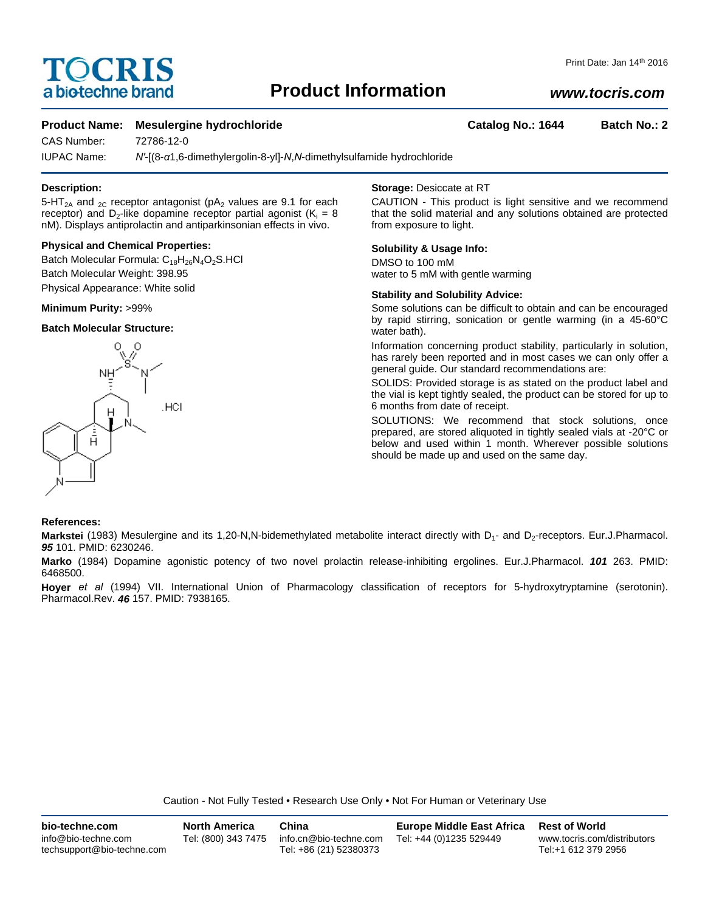# Product Information

**Product Name:** Mesulergine hydrochloride **Catalog No.: 1644** **Batch No.: 2**

CAS Number: 72786-12-0

IUPAC Name: *N'*-[(8-α1,6-dimethylergolin-8-yl]-*N*,*N*-dimethylsulfamide hydrochloride

### Description:

5-$HT_{2A}$ and $_{2C}$ receptor antagonist ($pA_2$ values are 9.1 for each receptor) and $D_2$-like dopamine receptor partial agonist ($K_i$ = 8 nM). Displays antiprolactin and antiparkinsonian effects in vivo.

### Physical and Chemical Properties:

Batch Molecular Formula: $C_{18}H_{26}N_4O_2S$.HCl

Batch Molecular Weight: 398.95

Physical Appearance: White solid

**Minimum Purity:** >99%

### Batch Molecular Structure:

.HCl

**Storage:** Desiccate at RT

CAUTION - This product is light sensitive and we recommend that the solid material and any solutions obtained are protected from exposure to light.

### Solubility & Usage Info:

DMSO to 100 mM

water to 5 mM with gentle warming

### Stability and Solubility Advice:

Some solutions can be difficult to obtain and can be encouraged by rapid stirring, sonication or gentle warming (in a 45-60°C water bath).

Information concerning product stability, particularly in solution, has rarely been reported and in most cases we can only offer a general guide. Our standard recommendations are:

SOLIDS: Provided storage is as stated on the product label and the vial is kept tightly sealed, the product can be stored for up to 6 months from date of receipt.

SOLUTIONS: We recommend that stock solutions, once prepared, are stored aliquoted in tightly sealed vials at -20°C or below and used within 1 month. Wherever possible solutions should be made up and used on the same day.

### References:

**Markstei** (1983) Mesulergine and its 1,20-N,N-bidemethylated metabolite interact directly with $D_1$- and $D_2$-receptors. Eur.J.Pharmacol. ***95*** 101. PMID: 6230246.

**Marko** (1984) Dopamine agonistic potency of two novel prolactin release-inhibiting ergolines. Eur.J.Pharmacol. ***101*** 263. PMID: 6468500.

**Hoyer** *et al* (1994) VII. International Union of Pharmacology classification of receptors for 5-hydroxytryptamine (serotonin). Pharmacol.Rev. ***46*** 157. PMID: 7938165.

Caution - Not Fully Tested • Research Use Only • Not For Human or Veterinary Use

**bio-techne.com**
info@bio-techne.com
techsupport@bio-techne.com

**North America**
Tel: (800) 343 7475

**China**
info.cn@bio-techne.com
Tel: +86 (21) 52380373

**Europe Middle East Africa**
Tel: +44 (0)1235 529449

**Rest of World**
www.tocris.com/distributors
Tel:+1 612 379 2956